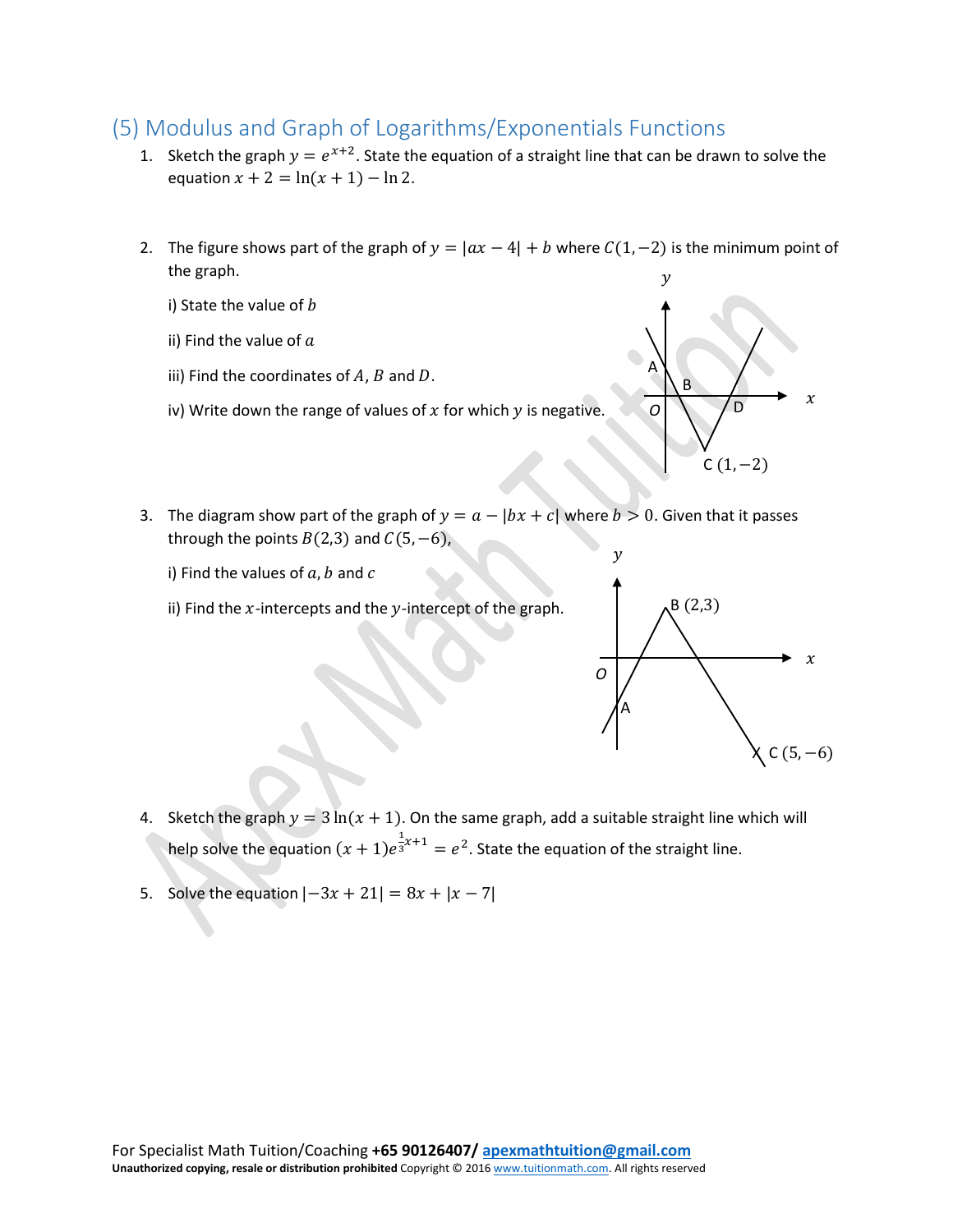## (5) Modulus and Graph of Logarithms/Exponentials Functions

1. Sketch the graph $y = e^{x+2}$. State the equation of a straight line that can be drawn to solve the equation $x + 2 = \ln(x + 1) - \ln 2$.

2. The figure shows part of the graph of $y = |ax - 4| + b$ where $C(1, -2)$ is the minimum point of the graph.

   i) State the value of $b$

   ii) Find the value of $a$

   iii) Find the coordinates of $A$, $B$ and $D$.

   iv) Write down the range of values of $x$ for which $y$ is negative.

3. The diagram show part of the graph of $y = a - |bx + c|$ where $b > 0$. Given that it passes through the points $B(2,3)$ and $C(5, -6)$,

   i) Find the values of $a$, $b$ and $c$

   ii) Find the $x$-intercepts and the $y$-intercept of the graph.

4. Sketch the graph $y = 3\ln(x + 1)$. On the same graph, add a suitable straight line which will help solve the equation $(x + 1)e^{\frac{1}{3}x+1} = e^2$. State the equation of the straight line.

5. Solve the equation $|-3x + 21| = 8x + |x - 7|$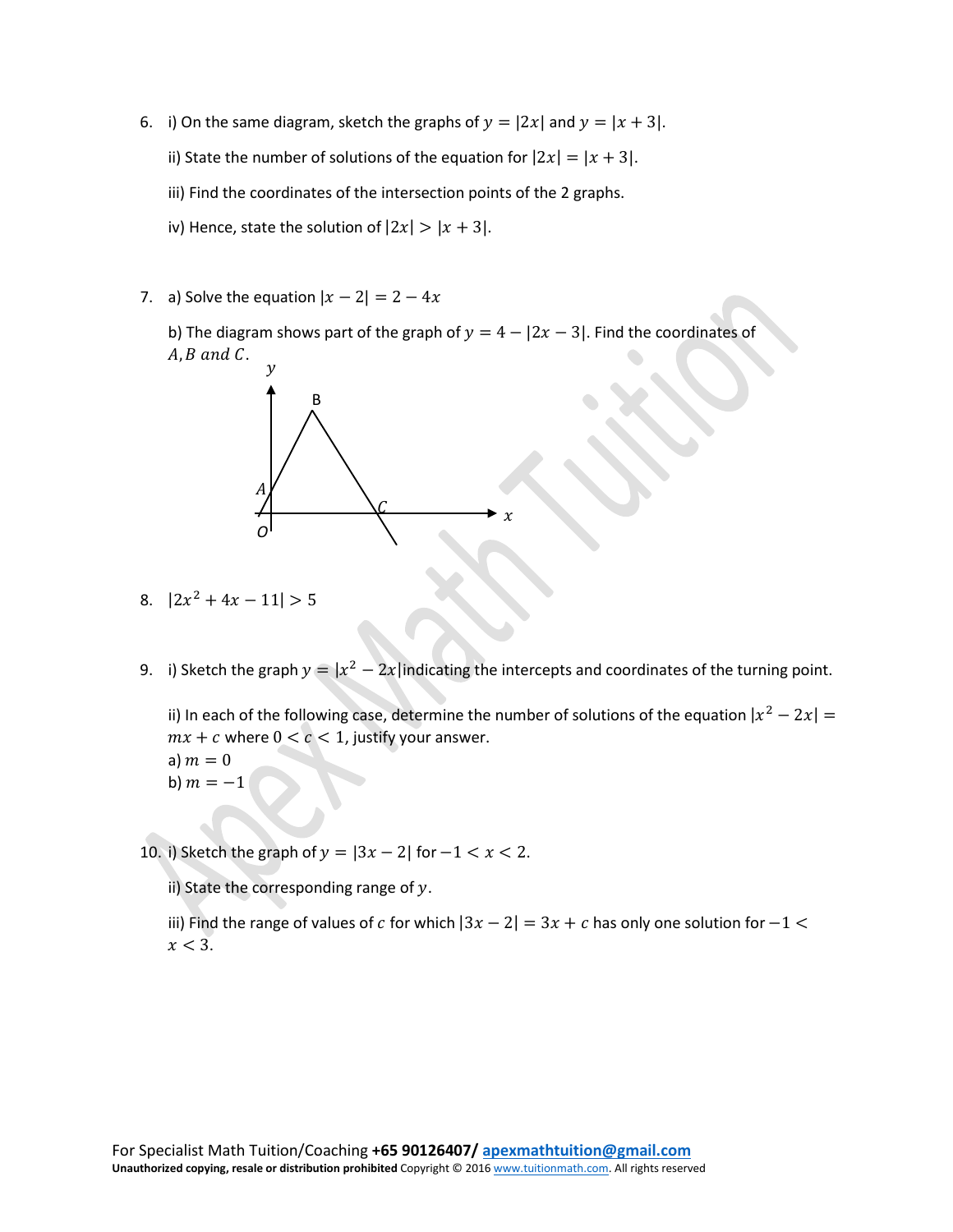6. i) On the same diagram, sketch the graphs of $y = |2x|$ and $y = |x + 3|$.

   ii) State the number of solutions of the equation for $|2x| = |x + 3|$.

   iii) Find the coordinates of the intersection points of the 2 graphs.

   iv) Hence, state the solution of $|2x| > |x + 3|$.

7. a) Solve the equation $|x - 2| = 2 - 4x$

   b) The diagram shows part of the graph of $y = 4 - |2x - 3|$. Find the coordinates of $A, B$ and $C$.

   y
   B
   A
   C
   x
   O

8. $|2x^2 + 4x - 11| > 5$

9. i) Sketch the graph $y = |x^2 - 2x|$ indicating the intercepts and coordinates of the turning point.

   ii) In each of the following case, determine the number of solutions of the equation $|x^2 - 2x| = mx + c$ where $0 < c < 1$, justify your answer.

   a) $m = 0$

   b) $m = -1$

10. i) Sketch the graph of $y = |3x - 2|$ for $-1 < x < 2$.

    ii) State the corresponding range of $y$.

    iii) Find the range of values of $c$ for which $|3x - 2| = 3x + c$ has only one solution for $-1 < x < 3$.

For Specialist Math Tuition/Coaching **+65 90126407/ apexmathtuition@gmail.com**

**Unauthorized copying, resale or distribution prohibited** Copyright © 2016 www.tuitionmath.com. All rights reserved